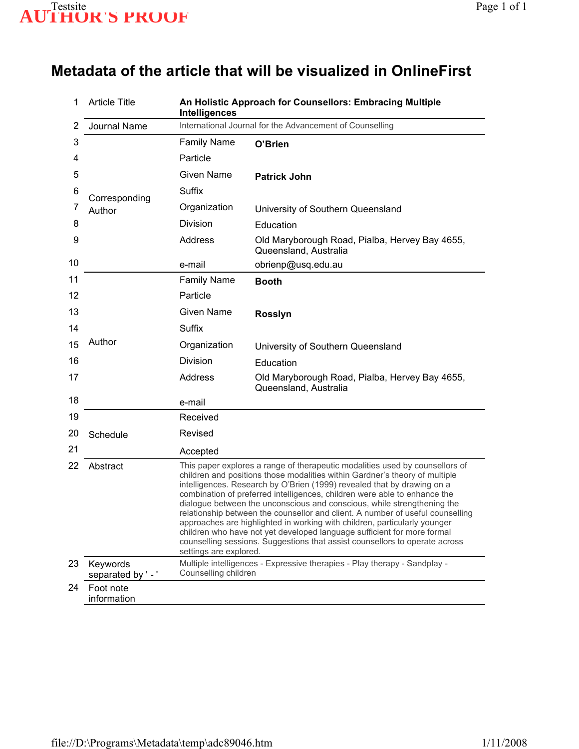# Metadata of the article that will be visualized in OnlineFirst

| | | | |
|---|---|---|---|
| 1 | Article Title | **An Holistic Approach for Counsellors: Embracing Multiple Intelligences** | |
| 2 | Journal Name | International Journal for the Advancement of Counselling | |
| 3 | Corresponding Author | Family Name | **O'Brien** |
| 4 | | Particle | |
| 5 | | Given Name | **Patrick John** |
| 6 | | Suffix | |
| 7 | | Organization | University of Southern Queensland |
| 8 | | Division | Education |
| 9 | | Address | Old Maryborough Road, Pialba, Hervey Bay 4655, Queensland, Australia |
| 10 | | e-mail | obrienp@usq.edu.au |
| 11 | Author | Family Name | **Booth** |
| 12 | | Particle | |
| 13 | | Given Name | **Rosslyn** |
| 14 | | Suffix | |
| 15 | | Organization | University of Southern Queensland |
| 16 | | Division | Education |
| 17 | | Address | Old Maryborough Road, Pialba, Hervey Bay 4655, Queensland, Australia |
| 18 | | e-mail | |
| 19 | Schedule | Received | |
| 20 | | Revised | |
| 21 | | Accepted | |
| 22 | Abstract | This paper explores a range of therapeutic modalities used by counsellors of children and positions those modalities within Gardner's theory of multiple intelligences. Research by O'Brien (1999) revealed that by drawing on a combination of preferred intelligences, children were able to enhance the dialogue between the unconscious and conscious, while strengthening the relationship between the counsellor and client. A number of useful counselling approaches are highlighted in working with children, particularly younger children who have not yet developed language sufficient for more formal counselling sessions. Suggestions that assist counsellors to operate across settings are explored. | |
| 23 | Keywords separated by ' - ' | Multiple intelligences - Expressive therapies - Play therapy - Sandplay - Counselling children | |
| 24 | Foot note information | | |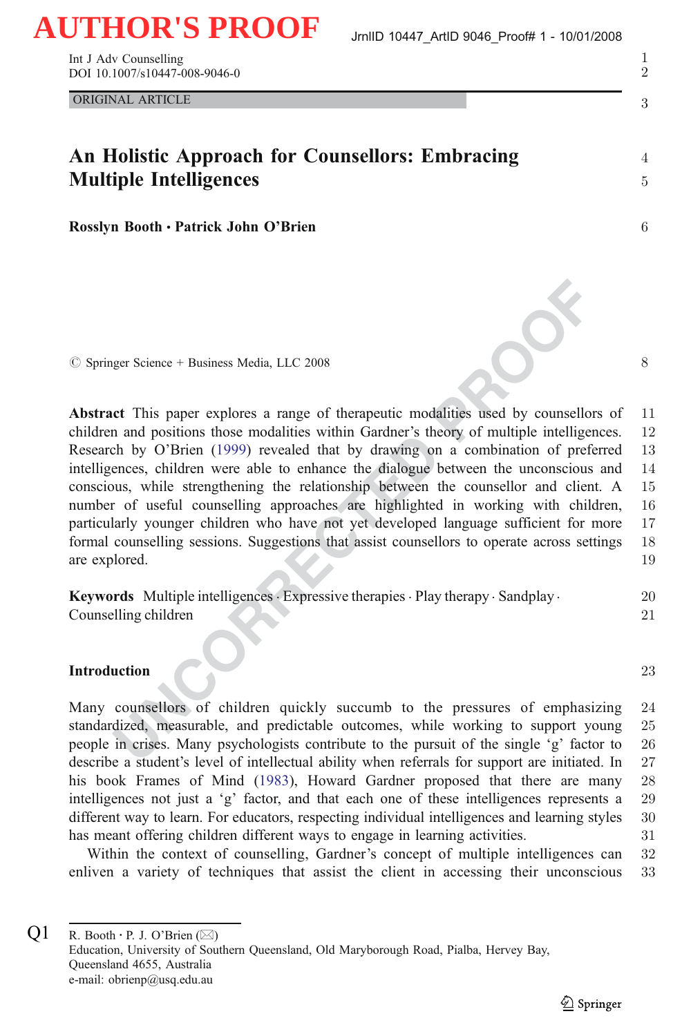# An Holistic Approach for Counsellors: Embracing Multiple Intelligences

**Rosslyn Booth · Patrick John O'Brien**

© Springer Science + Business Media, LLC 2008

**Abstract** This paper explores a range of therapeutic modalities used by counsellors of children and positions those modalities within Gardner's theory of multiple intelligences. Research by O'Brien (1999) revealed that by drawing on a combination of preferred intelligences, children were able to enhance the dialogue between the unconscious and conscious, while strengthening the relationship between the counsellor and client. A number of useful counselling approaches are highlighted in working with children, particularly younger children who have not yet developed language sufficient for more formal counselling sessions. Suggestions that assist counsellors to operate across settings are explored.

**Keywords** Multiple intelligences · Expressive therapies · Play therapy · Sandplay · Counselling children

## Introduction

Many counsellors of children quickly succumb to the pressures of emphasizing standardized, measurable, and predictable outcomes, while working to support young people in crises. Many psychologists contribute to the pursuit of the single 'g' factor to describe a student's level of intellectual ability when referrals for support are initiated. In his book Frames of Mind (1983), Howard Gardner proposed that there are many intelligences not just a 'g' factor, and that each one of these intelligences represents a different way to learn. For educators, respecting individual intelligences and learning styles has meant offering children different ways to engage in learning activities.

Within the context of counselling, Gardner's concept of multiple intelligences can enliven a variety of techniques that assist the client in accessing their unconscious

---

R. Booth · P. J. O'Brien (✉)
Education, University of Southern Queensland, Old Maryborough Road, Pialba, Hervey Bay, Queensland 4655, Australia
e-mail: obrienp@usq.edu.au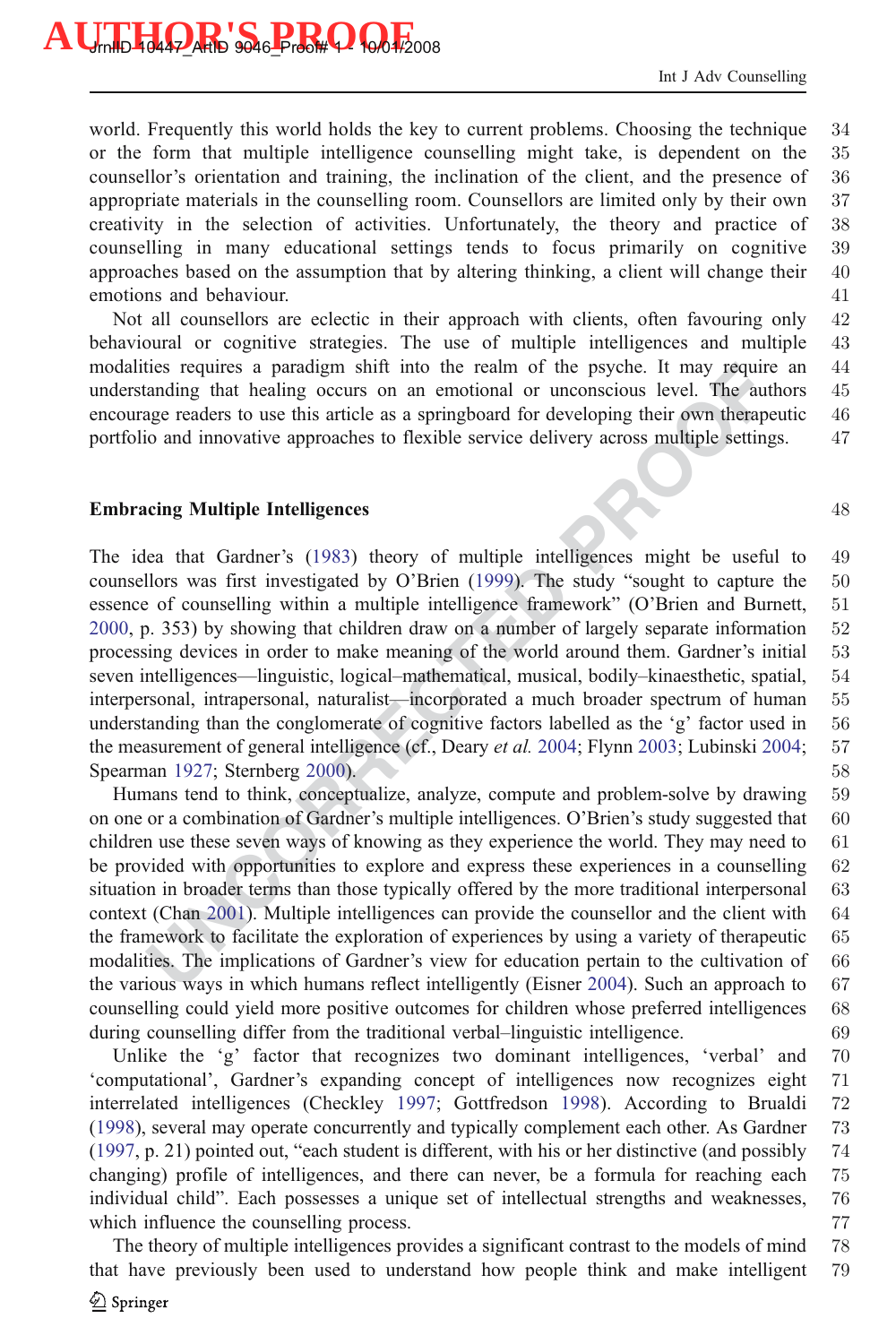world. Frequently this world holds the key to current problems. Choosing the technique or the form that multiple intelligence counselling might take, is dependent on the counsellor's orientation and training, the inclination of the client, and the presence of appropriate materials in the counselling room. Counsellors are limited only by their own creativity in the selection of activities. Unfortunately, the theory and practice of counselling in many educational settings tends to focus primarily on cognitive approaches based on the assumption that by altering thinking, a client will change their emotions and behaviour.

Not all counsellors are eclectic in their approach with clients, often favouring only behavioural or cognitive strategies. The use of multiple intelligences and multiple modalities requires a paradigm shift into the realm of the psyche. It may require an understanding that healing occurs on an emotional or unconscious level. The authors encourage readers to use this article as a springboard for developing their own therapeutic portfolio and innovative approaches to flexible service delivery across multiple settings.

## Embracing Multiple Intelligences

The idea that Gardner's (1983) theory of multiple intelligences might be useful to counsellors was first investigated by O'Brien (1999). The study "sought to capture the essence of counselling within a multiple intelligence framework" (O'Brien and Burnett, 2000, p. 353) by showing that children draw on a number of largely separate information processing devices in order to make meaning of the world around them. Gardner's initial seven intelligences—linguistic, logical–mathematical, musical, bodily–kinaesthetic, spatial, interpersonal, intrapersonal, naturalist—incorporated a much broader spectrum of human understanding than the conglomerate of cognitive factors labelled as the 'g' factor used in the measurement of general intelligence (cf., Deary *et al.* 2004; Flynn 2003; Lubinski 2004; Spearman 1927; Sternberg 2000).

Humans tend to think, conceptualize, analyze, compute and problem-solve by drawing on one or a combination of Gardner's multiple intelligences. O'Brien's study suggested that children use these seven ways of knowing as they experience the world. They may need to be provided with opportunities to explore and express these experiences in a counselling situation in broader terms than those typically offered by the more traditional interpersonal context (Chan 2001). Multiple intelligences can provide the counsellor and the client with the framework to facilitate the exploration of experiences by using a variety of therapeutic modalities. The implications of Gardner's view for education pertain to the cultivation of the various ways in which humans reflect intelligently (Eisner 2004). Such an approach to counselling could yield more positive outcomes for children whose preferred intelligences during counselling differ from the traditional verbal–linguistic intelligence.

Unlike the 'g' factor that recognizes two dominant intelligences, 'verbal' and 'computational', Gardner's expanding concept of intelligences now recognizes eight interrelated intelligences (Checkley 1997; Gottfredson 1998). According to Brualdi (1998), several may operate concurrently and typically complement each other. As Gardner (1997, p. 21) pointed out, "each student is different, with his or her distinctive (and possibly changing) profile of intelligences, and there can never, be a formula for reaching each individual child". Each possesses a unique set of intellectual strengths and weaknesses, which influence the counselling process.

The theory of multiple intelligences provides a significant contrast to the models of mind that have previously been used to understand how people think and make intelligent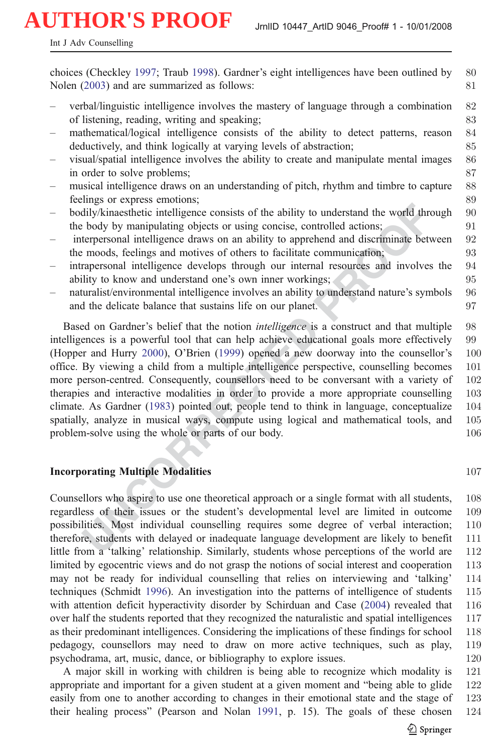choices (Checkley 1997; Traub 1998). Gardner's eight intelligences have been outlined by Nolen (2003) and are summarized as follows:

- verbal/linguistic intelligence involves the mastery of language through a combination of listening, reading, writing and speaking;
- mathematical/logical intelligence consists of the ability to detect patterns, reason deductively, and think logically at varying levels of abstraction;
- visual/spatial intelligence involves the ability to create and manipulate mental images in order to solve problems;
- musical intelligence draws on an understanding of pitch, rhythm and timbre to capture feelings or express emotions;
- bodily/kinaesthetic intelligence consists of the ability to understand the world through the body by manipulating objects or using concise, controlled actions;
- interpersonal intelligence draws on an ability to apprehend and discriminate between the moods, feelings and motives of others to facilitate communication;
- intrapersonal intelligence develops through our internal resources and involves the ability to know and understand one's own inner workings;
- naturalist/environmental intelligence involves an ability to understand nature's symbols and the delicate balance that sustains life on our planet.

Based on Gardner's belief that the notion *intelligence* is a construct and that multiple intelligences is a powerful tool that can help achieve educational goals more effectively (Hopper and Hurry 2000), O'Brien (1999) opened a new doorway into the counsellor's office. By viewing a child from a multiple intelligence perspective, counselling becomes more person-centred. Consequently, counsellors need to be conversant with a variety of therapies and interactive modalities in order to provide a more appropriate counselling climate. As Gardner (1983) pointed out, people tend to think in language, conceptualize spatially, analyze in musical ways, compute using logical and mathematical tools, and problem-solve using the whole or parts of our body.

## Incorporating Multiple Modalities

Counsellors who aspire to use one theoretical approach or a single format with all students, regardless of their issues or the student's developmental level are limited in outcome possibilities. Most individual counselling requires some degree of verbal interaction; therefore, students with delayed or inadequate language development are likely to benefit little from a 'talking' relationship. Similarly, students whose perceptions of the world are limited by egocentric views and do not grasp the notions of social interest and cooperation may not be ready for individual counselling that relies on interviewing and 'talking' techniques (Schmidt 1996). An investigation into the patterns of intelligence of students with attention deficit hyperactivity disorder by Schirduan and Case (2004) revealed that over half the students reported that they recognized the naturalistic and spatial intelligences as their predominant intelligences. Considering the implications of these findings for school pedagogy, counsellors may need to draw on more active techniques, such as play, psychodrama, art, music, dance, or bibliography to explore issues.

A major skill in working with children is being able to recognize which modality is appropriate and important for a given student at a given moment and "being able to glide easily from one to another according to changes in their emotional state and the stage of their healing process" (Pearson and Nolan 1991, p. 15). The goals of these chosen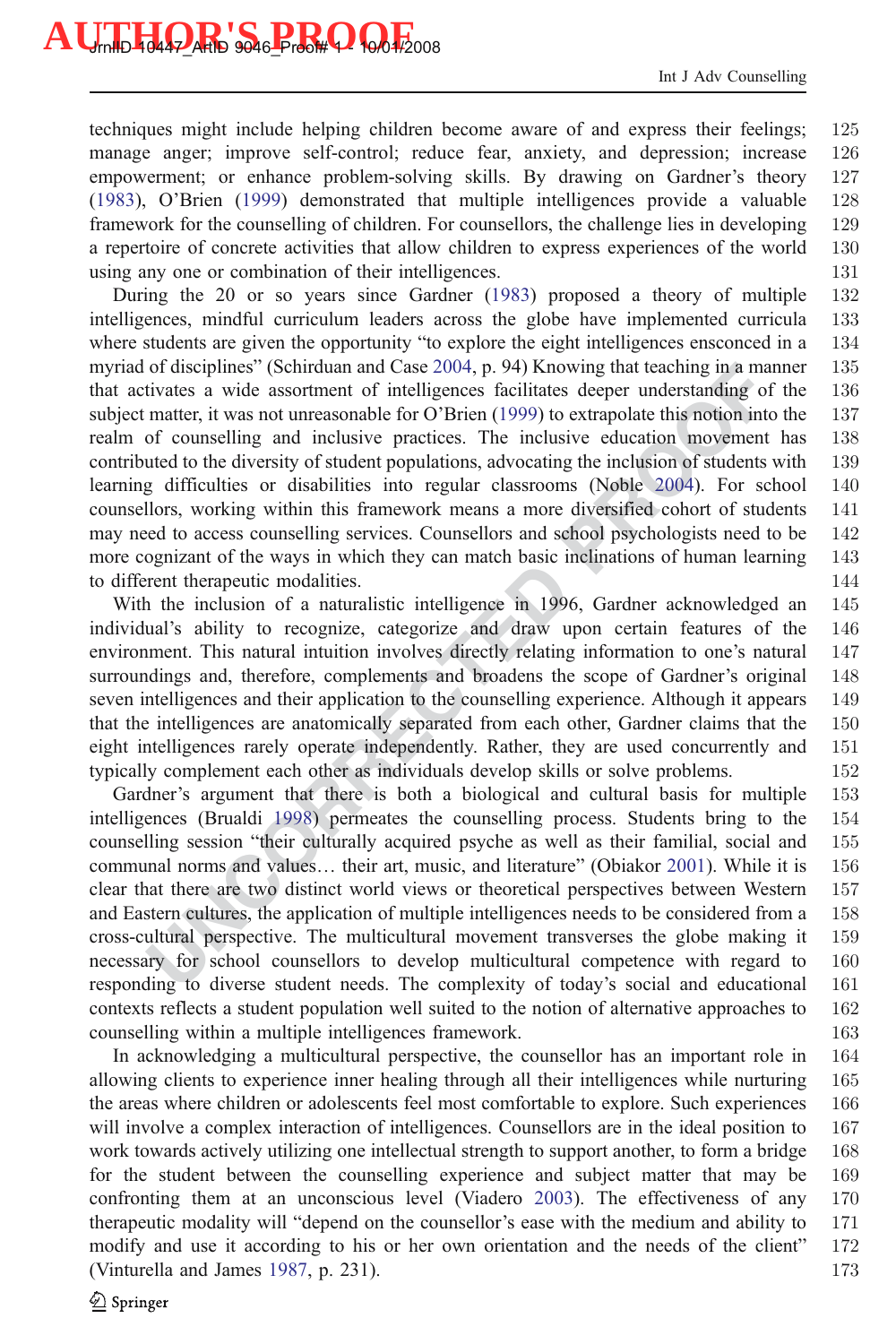techniques might include helping children become aware of and express their feelings; manage anger; improve self-control; reduce fear, anxiety, and depression; increase empowerment; or enhance problem-solving skills. By drawing on Gardner's theory (1983), O'Brien (1999) demonstrated that multiple intelligences provide a valuable framework for the counselling of children. For counsellors, the challenge lies in developing a repertoire of concrete activities that allow children to express experiences of the world using any one or combination of their intelligences.

During the 20 or so years since Gardner (1983) proposed a theory of multiple intelligences, mindful curriculum leaders across the globe have implemented curricula where students are given the opportunity "to explore the eight intelligences ensconced in a myriad of disciplines" (Schirduan and Case 2004, p. 94) Knowing that teaching in a manner that activates a wide assortment of intelligences facilitates deeper understanding of the subject matter, it was not unreasonable for O'Brien (1999) to extrapolate this notion into the realm of counselling and inclusive practices. The inclusive education movement has contributed to the diversity of student populations, advocating the inclusion of students with learning difficulties or disabilities into regular classrooms (Noble 2004). For school counsellors, working within this framework means a more diversified cohort of students may need to access counselling services. Counsellors and school psychologists need to be more cognizant of the ways in which they can match basic inclinations of human learning to different therapeutic modalities.

With the inclusion of a naturalistic intelligence in 1996, Gardner acknowledged an individual's ability to recognize, categorize and draw upon certain features of the environment. This natural intuition involves directly relating information to one's natural surroundings and, therefore, complements and broadens the scope of Gardner's original seven intelligences and their application to the counselling experience. Although it appears that the intelligences are anatomically separated from each other, Gardner claims that the eight intelligences rarely operate independently. Rather, they are used concurrently and typically complement each other as individuals develop skills or solve problems.

Gardner's argument that there is both a biological and cultural basis for multiple intelligences (Brualdi 1998) permeates the counselling process. Students bring to the counselling session "their culturally acquired psyche as well as their familial, social and communal norms and values… their art, music, and literature" (Obiakor 2001). While it is clear that there are two distinct world views or theoretical perspectives between Western and Eastern cultures, the application of multiple intelligences needs to be considered from a cross-cultural perspective. The multicultural movement transverses the globe making it necessary for school counsellors to develop multicultural competence with regard to responding to diverse student needs. The complexity of today's social and educational contexts reflects a student population well suited to the notion of alternative approaches to counselling within a multiple intelligences framework.

In acknowledging a multicultural perspective, the counsellor has an important role in allowing clients to experience inner healing through all their intelligences while nurturing the areas where children or adolescents feel most comfortable to explore. Such experiences will involve a complex interaction of intelligences. Counsellors are in the ideal position to work towards actively utilizing one intellectual strength to support another, to form a bridge for the student between the counselling experience and subject matter that may be confronting them at an unconscious level (Viadero 2003). The effectiveness of any therapeutic modality will "depend on the counsellor's ease with the medium and ability to modify and use it according to his or her own orientation and the needs of the client" (Vinturella and James 1987, p. 231).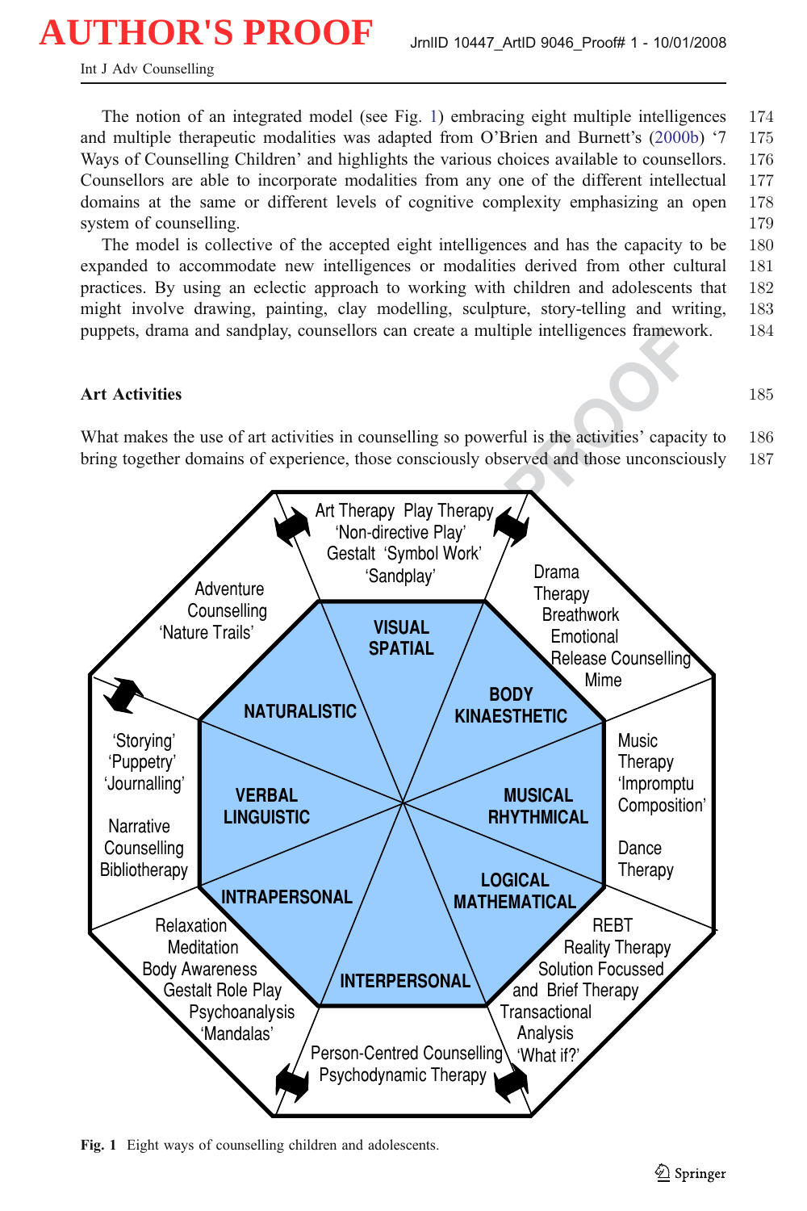The notion of an integrated model (see Fig. 1) embracing eight multiple intelligences and multiple therapeutic modalities was adapted from O'Brien and Burnett's (2000b) '7 Ways of Counselling Children' and highlights the various choices available to counsellors. Counsellors are able to incorporate modalities from any one of the different intellectual domains at the same or different levels of cognitive complexity emphasizing an open system of counselling.

The model is collective of the accepted eight intelligences and has the capacity to be expanded to accommodate new intelligences or modalities derived from other cultural practices. By using an eclectic approach to working with children and adolescents that might involve drawing, painting, clay modelling, sculpture, story-telling and writing, puppets, drama and sandplay, counsellors can create a multiple intelligences framework.

## Art Activities

What makes the use of art activities in counselling so powerful is the activities' capacity to bring together domains of experience, those consciously observed and those unconsciously

**Fig. 1** Eight ways of counselling children and adolescents.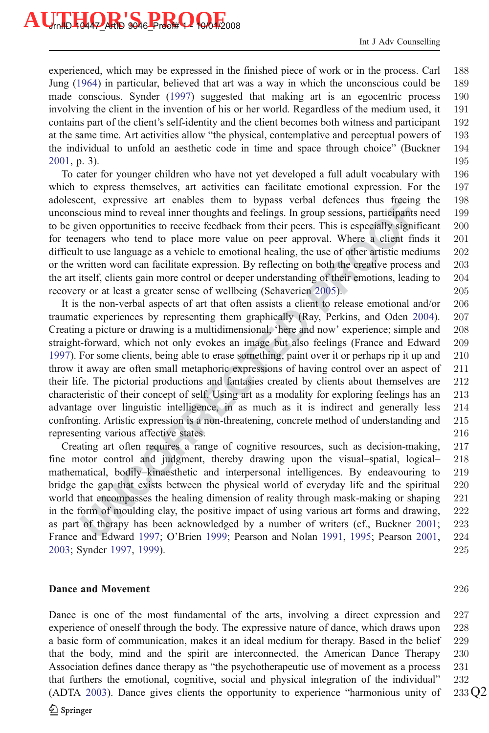experienced, which may be expressed in the finished piece of work or in the process. Carl Jung (1964) in particular, believed that art was a way in which the unconscious could be made conscious. Synder (1997) suggested that making art is an egocentric process involving the client in the invention of his or her world. Regardless of the medium used, it contains part of the client's self-identity and the client becomes both witness and participant at the same time. Art activities allow "the physical, contemplative and perceptual powers of the individual to unfold an aesthetic code in time and space through choice" (Buckner 2001, p. 3).

To cater for younger children who have not yet developed a full adult vocabulary with which to express themselves, art activities can facilitate emotional expression. For the adolescent, expressive art enables them to bypass verbal defences thus freeing the unconscious mind to reveal inner thoughts and feelings. In group sessions, participants need to be given opportunities to receive feedback from their peers. This is especially significant for teenagers who tend to place more value on peer approval. Where a client finds it difficult to use language as a vehicle to emotional healing, the use of other artistic mediums or the written word can facilitate expression. By reflecting on both the creative process and the art itself, clients gain more control or deeper understanding of their emotions, leading to recovery or at least a greater sense of wellbeing (Schaverien 2005).

It is the non-verbal aspects of art that often assists a client to release emotional and/or traumatic experiences by representing them graphically (Ray, Perkins, and Oden 2004). Creating a picture or drawing is a multidimensional, 'here and now' experience; simple and straight-forward, which not only evokes an image but also feelings (France and Edward 1997). For some clients, being able to erase something, paint over it or perhaps rip it up and throw it away are often small metaphoric expressions of having control over an aspect of their life. The pictorial productions and fantasies created by clients about themselves are characteristic of their concept of self. Using art as a modality for exploring feelings has an advantage over linguistic intelligence, in as much as it is indirect and generally less confronting. Artistic expression is a non-threatening, concrete method of understanding and representing various affective states.

Creating art often requires a range of cognitive resources, such as decision-making, fine motor control and judgment, thereby drawing upon the visual–spatial, logical–mathematical, bodily–kinaesthetic and interpersonal intelligences. By endeavouring to bridge the gap that exists between the physical world of everyday life and the spiritual world that encompasses the healing dimension of reality through mask-making or shaping in the form of moulding clay, the positive impact of using various art forms and drawing, as part of therapy has been acknowledged by a number of writers (cf., Buckner 2001; France and Edward 1997; O'Brien 1999; Pearson and Nolan 1991, 1995; Pearson 2001, 2003; Synder 1997, 1999).

## Dance and Movement

Dance is one of the most fundamental of the arts, involving a direct expression and experience of oneself through the body. The expressive nature of dance, which draws upon a basic form of communication, makes it an ideal medium for therapy. Based in the belief that the body, mind and the spirit are interconnected, the American Dance Therapy Association defines dance therapy as "the psychotherapeutic use of movement as a process that furthers the emotional, cognitive, social and physical integration of the individual" (ADTA 2003). Dance gives clients the opportunity to experience "harmonious unity of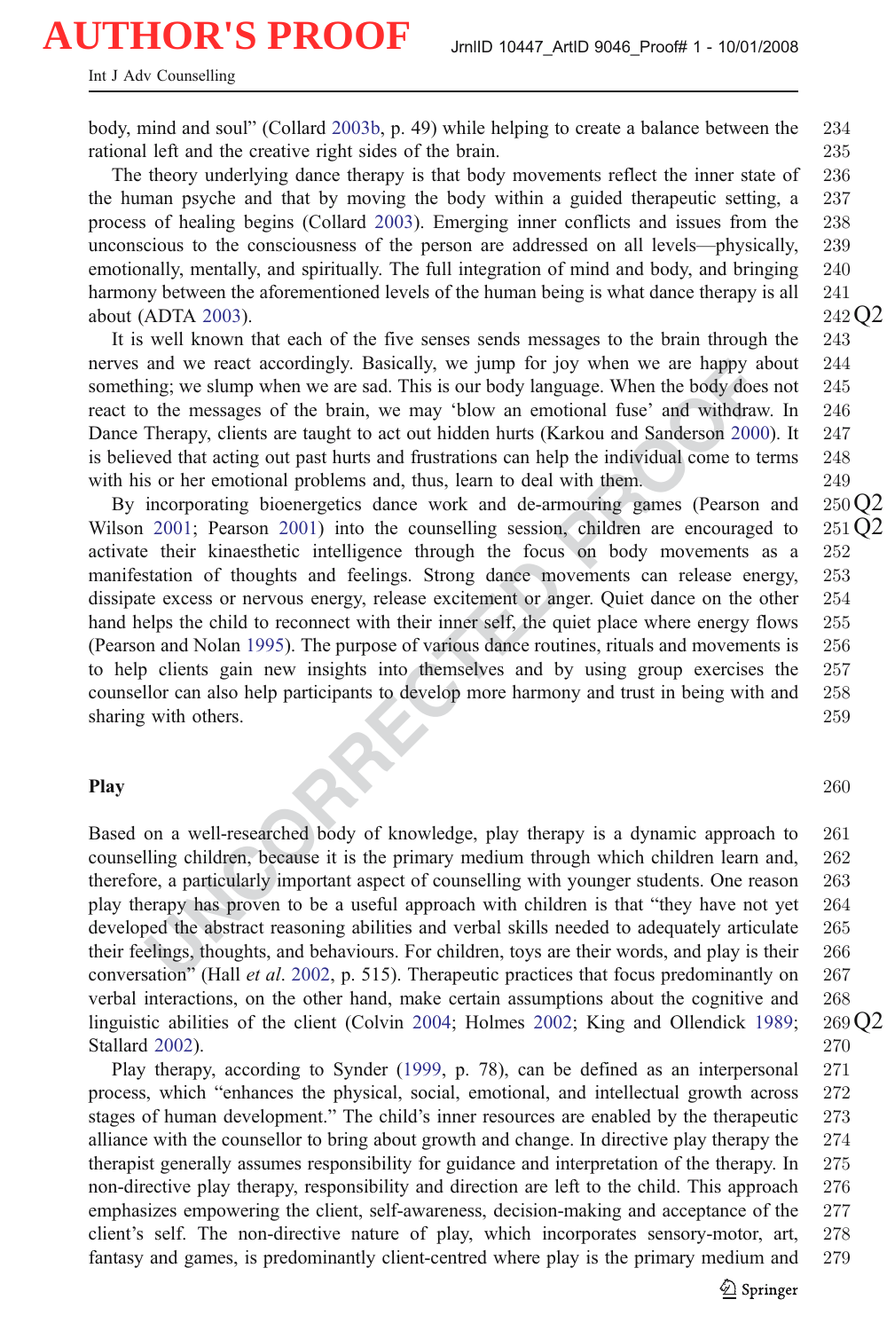body, mind and soul" (Collard 2003b, p. 49) while helping to create a balance between the rational left and the creative right sides of the brain.

The theory underlying dance therapy is that body movements reflect the inner state of the human psyche and that by moving the body within a guided therapeutic setting, a process of healing begins (Collard 2003). Emerging inner conflicts and issues from the unconscious to the consciousness of the person are addressed on all levels—physically, emotionally, mentally, and spiritually. The full integration of mind and body, and bringing harmony between the aforementioned levels of the human being is what dance therapy is all about (ADTA 2003).

It is well known that each of the five senses sends messages to the brain through the nerves and we react accordingly. Basically, we jump for joy when we are happy about something; we slump when we are sad. This is our body language. When the body does not react to the messages of the brain, we may 'blow an emotional fuse' and withdraw. In Dance Therapy, clients are taught to act out hidden hurts (Karkou and Sanderson 2000). It is believed that acting out past hurts and frustrations can help the individual come to terms with his or her emotional problems and, thus, learn to deal with them.

By incorporating bioenergetics dance work and de-armouring games (Pearson and Wilson 2001; Pearson 2001) into the counselling session, children are encouraged to activate their kinaesthetic intelligence through the focus on body movements as a manifestation of thoughts and feelings. Strong dance movements can release energy, dissipate excess or nervous energy, release excitement or anger. Quiet dance on the other hand helps the child to reconnect with their inner self, the quiet place where energy flows (Pearson and Nolan 1995). The purpose of various dance routines, rituals and movements is to help clients gain new insights into themselves and by using group exercises the counsellor can also help participants to develop more harmony and trust in being with and sharing with others.

## Play

Based on a well-researched body of knowledge, play therapy is a dynamic approach to counselling children, because it is the primary medium through which children learn and, therefore, a particularly important aspect of counselling with younger students. One reason play therapy has proven to be a useful approach with children is that "they have not yet developed the abstract reasoning abilities and verbal skills needed to adequately articulate their feelings, thoughts, and behaviours. For children, toys are their words, and play is their conversation" (Hall *et al*. 2002, p. 515). Therapeutic practices that focus predominantly on verbal interactions, on the other hand, make certain assumptions about the cognitive and linguistic abilities of the client (Colvin 2004; Holmes 2002; King and Ollendick 1989; Stallard 2002).

Play therapy, according to Synder (1999, p. 78), can be defined as an interpersonal process, which "enhances the physical, social, emotional, and intellectual growth across stages of human development." The child's inner resources are enabled by the therapeutic alliance with the counsellor to bring about growth and change. In directive play therapy the therapist generally assumes responsibility for guidance and interpretation of the therapy. In non-directive play therapy, responsibility and direction are left to the child. This approach emphasizes empowering the client, self-awareness, decision-making and acceptance of the client's self. The non-directive nature of play, which incorporates sensory-motor, art, fantasy and games, is predominantly client-centred where play is the primary medium and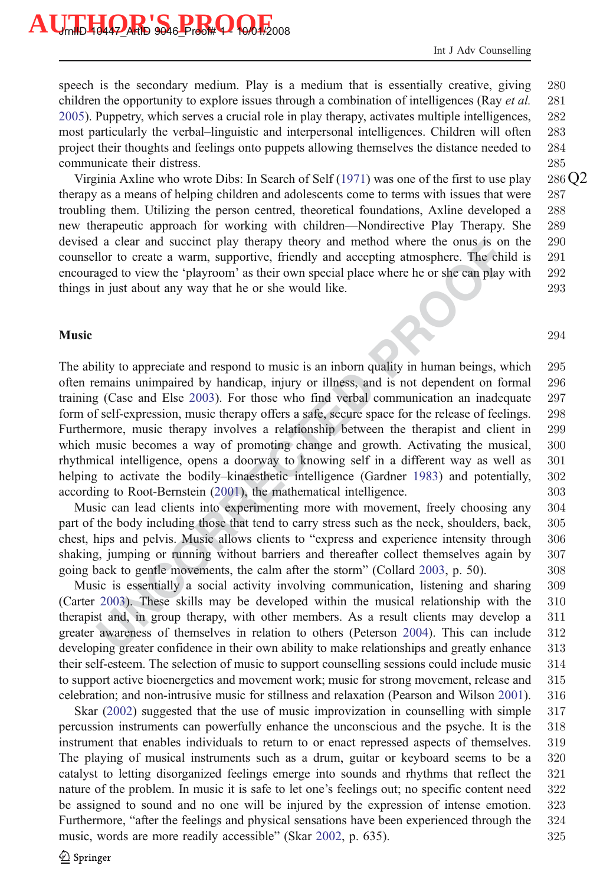speech is the secondary medium. Play is a medium that is essentially creative, giving children the opportunity to explore issues through a combination of intelligences (Ray *et al.* 2005). Puppetry, which serves a crucial role in play therapy, activates multiple intelligences, most particularly the verbal–linguistic and interpersonal intelligences. Children will often project their thoughts and feelings onto puppets allowing themselves the distance needed to communicate their distress.

Virginia Axline who wrote Dibs: In Search of Self (1971) was one of the first to use play therapy as a means of helping children and adolescents come to terms with issues that were troubling them. Utilizing the person centred, theoretical foundations, Axline developed a new therapeutic approach for working with children—Nondirective Play Therapy. She devised a clear and succinct play therapy theory and method where the onus is on the counsellor to create a warm, supportive, friendly and accepting atmosphere. The child is encouraged to view the 'playroom' as their own special place where he or she can play with things in just about any way that he or she would like.

## Music

The ability to appreciate and respond to music is an inborn quality in human beings, which often remains unimpaired by handicap, injury or illness, and is not dependent on formal training (Case and Else 2003). For those who find verbal communication an inadequate form of self-expression, music therapy offers a safe, secure space for the release of feelings. Furthermore, music therapy involves a relationship between the therapist and client in which music becomes a way of promoting change and growth. Activating the musical, rhythmical intelligence, opens a doorway to knowing self in a different way as well as helping to activate the bodily–kinaesthetic intelligence (Gardner 1983) and potentially, according to Root-Bernstein (2001), the mathematical intelligence.

Music can lead clients into experimenting more with movement, freely choosing any part of the body including those that tend to carry stress such as the neck, shoulders, back, chest, hips and pelvis. Music allows clients to "express and experience intensity through shaking, jumping or running without barriers and thereafter collect themselves again by going back to gentle movements, the calm after the storm" (Collard 2003, p. 50).

Music is essentially a social activity involving communication, listening and sharing (Carter 2003). These skills may be developed within the musical relationship with the therapist and, in group therapy, with other members. As a result clients may develop a greater awareness of themselves in relation to others (Peterson 2004). This can include developing greater confidence in their own ability to make relationships and greatly enhance their self-esteem. The selection of music to support counselling sessions could include music to support active bioenergetics and movement work; music for strong movement, release and celebration; and non-intrusive music for stillness and relaxation (Pearson and Wilson 2001).

Skar (2002) suggested that the use of music improvization in counselling with simple percussion instruments can powerfully enhance the unconscious and the psyche. It is the instrument that enables individuals to return to or enact repressed aspects of themselves. The playing of musical instruments such as a drum, guitar or keyboard seems to be a catalyst to letting disorganized feelings emerge into sounds and rhythms that reflect the nature of the problem. In music it is safe to let one's feelings out; no specific content need be assigned to sound and no one will be injured by the expression of intense emotion. Furthermore, "after the feelings and physical sensations have been experienced through the music, words are more readily accessible" (Skar 2002, p. 635).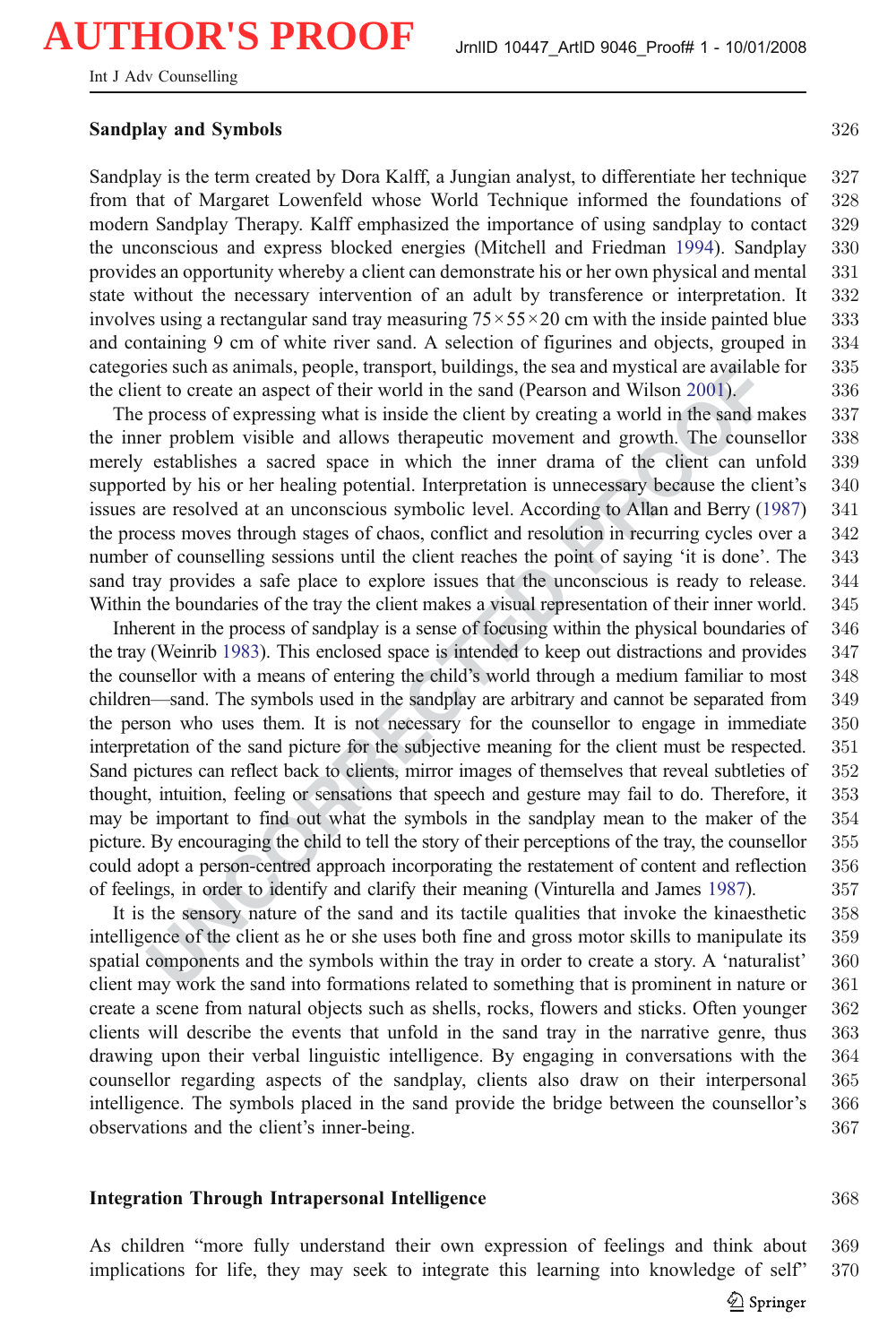### Sandplay and Symbols

Sandplay is the term created by Dora Kalff, a Jungian analyst, to differentiate her technique from that of Margaret Lowenfeld whose World Technique informed the foundations of modern Sandplay Therapy. Kalff emphasized the importance of using sandplay to contact the unconscious and express blocked energies (Mitchell and Friedman 1994). Sandplay provides an opportunity whereby a client can demonstrate his or her own physical and mental state without the necessary intervention of an adult by transference or interpretation. It involves using a rectangular sand tray measuring $75 \times 55 \times 20$ cm with the inside painted blue and containing 9 cm of white river sand. A selection of figurines and objects, grouped in categories such as animals, people, transport, buildings, the sea and mystical are available for the client to create an aspect of their world in the sand (Pearson and Wilson 2001).

The process of expressing what is inside the client by creating a world in the sand makes the inner problem visible and allows therapeutic movement and growth. The counsellor merely establishes a sacred space in which the inner drama of the client can unfold supported by his or her healing potential. Interpretation is unnecessary because the client's issues are resolved at an unconscious symbolic level. According to Allan and Berry (1987) the process moves through stages of chaos, conflict and resolution in recurring cycles over a number of counselling sessions until the client reaches the point of saying 'it is done'. The sand tray provides a safe place to explore issues that the unconscious is ready to release. Within the boundaries of the tray the client makes a visual representation of their inner world.

Inherent in the process of sandplay is a sense of focusing within the physical boundaries of the tray (Weinrib 1983). This enclosed space is intended to keep out distractions and provides the counsellor with a means of entering the child's world through a medium familiar to most children—sand. The symbols used in the sandplay are arbitrary and cannot be separated from the person who uses them. It is not necessary for the counsellor to engage in immediate interpretation of the sand picture for the subjective meaning for the client must be respected. Sand pictures can reflect back to clients, mirror images of themselves that reveal subtleties of thought, intuition, feeling or sensations that speech and gesture may fail to do. Therefore, it may be important to find out what the symbols in the sandplay mean to the maker of the picture. By encouraging the child to tell the story of their perceptions of the tray, the counsellor could adopt a person-centred approach incorporating the restatement of content and reflection of feelings, in order to identify and clarify their meaning (Vinturella and James 1987).

It is the sensory nature of the sand and its tactile qualities that invoke the kinaesthetic intelligence of the client as he or she uses both fine and gross motor skills to manipulate its spatial components and the symbols within the tray in order to create a story. A 'naturalist' client may work the sand into formations related to something that is prominent in nature or create a scene from natural objects such as shells, rocks, flowers and sticks. Often younger clients will describe the events that unfold in the sand tray in the narrative genre, thus drawing upon their verbal linguistic intelligence. By engaging in conversations with the counsellor regarding aspects of the sandplay, clients also draw on their interpersonal intelligence. The symbols placed in the sand provide the bridge between the counsellor's observations and the client's inner-being.

### Integration Through Intrapersonal Intelligence

As children "more fully understand their own expression of feelings and think about implications for life, they may seek to integrate this learning into knowledge of self"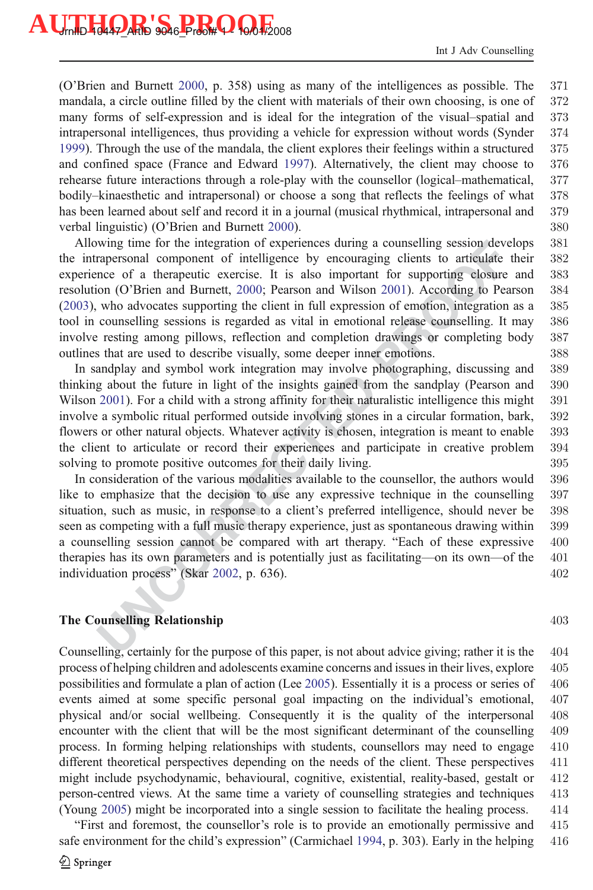(O'Brien and Burnett 2000, p. 358) using as many of the intelligences as possible. The mandala, a circle outline filled by the client with materials of their own choosing, is one of many forms of self-expression and is ideal for the integration of the visual–spatial and intrapersonal intelligences, thus providing a vehicle for expression without words (Synder 1999). Through the use of the mandala, the client explores their feelings within a structured and confined space (France and Edward 1997). Alternatively, the client may choose to rehearse future interactions through a role-play with the counsellor (logical–mathematical, bodily–kinaesthetic and intrapersonal) or choose a song that reflects the feelings of what has been learned about self and record it in a journal (musical rhythmical, intrapersonal and verbal linguistic) (O'Brien and Burnett 2000).

Allowing time for the integration of experiences during a counselling session develops the intrapersonal component of intelligence by encouraging clients to articulate their experience of a therapeutic exercise. It is also important for supporting closure and resolution (O'Brien and Burnett, 2000; Pearson and Wilson 2001). According to Pearson (2003), who advocates supporting the client in full expression of emotion, integration as a tool in counselling sessions is regarded as vital in emotional release counselling. It may involve resting among pillows, reflection and completion drawings or completing body outlines that are used to describe visually, some deeper inner emotions.

In sandplay and symbol work integration may involve photographing, discussing and thinking about the future in light of the insights gained from the sandplay (Pearson and Wilson 2001). For a child with a strong affinity for their naturalistic intelligence this might involve a symbolic ritual performed outside involving stones in a circular formation, bark, flowers or other natural objects. Whatever activity is chosen, integration is meant to enable the client to articulate or record their experiences and participate in creative problem solving to promote positive outcomes for their daily living.

In consideration of the various modalities available to the counsellor, the authors would like to emphasize that the decision to use any expressive technique in the counselling situation, such as music, in response to a client's preferred intelligence, should never be seen as competing with a full music therapy experience, just as spontaneous drawing within a counselling session cannot be compared with art therapy. "Each of these expressive therapies has its own parameters and is potentially just as facilitating—on its own—of the individuation process" (Skar 2002, p. 636).

## The Counselling Relationship

Counselling, certainly for the purpose of this paper, is not about advice giving; rather it is the process of helping children and adolescents examine concerns and issues in their lives, explore possibilities and formulate a plan of action (Lee 2005). Essentially it is a process or series of events aimed at some specific personal goal impacting on the individual's emotional, physical and/or social wellbeing. Consequently it is the quality of the interpersonal encounter with the client that will be the most significant determinant of the counselling process. In forming helping relationships with students, counsellors may need to engage different theoretical perspectives depending on the needs of the client. These perspectives might include psychodynamic, behavioural, cognitive, existential, reality-based, gestalt or person-centred views. At the same time a variety of counselling strategies and techniques (Young 2005) might be incorporated into a single session to facilitate the healing process.

"First and foremost, the counsellor's role is to provide an emotionally permissive and safe environment for the child's expression" (Carmichael 1994, p. 303). Early in the helping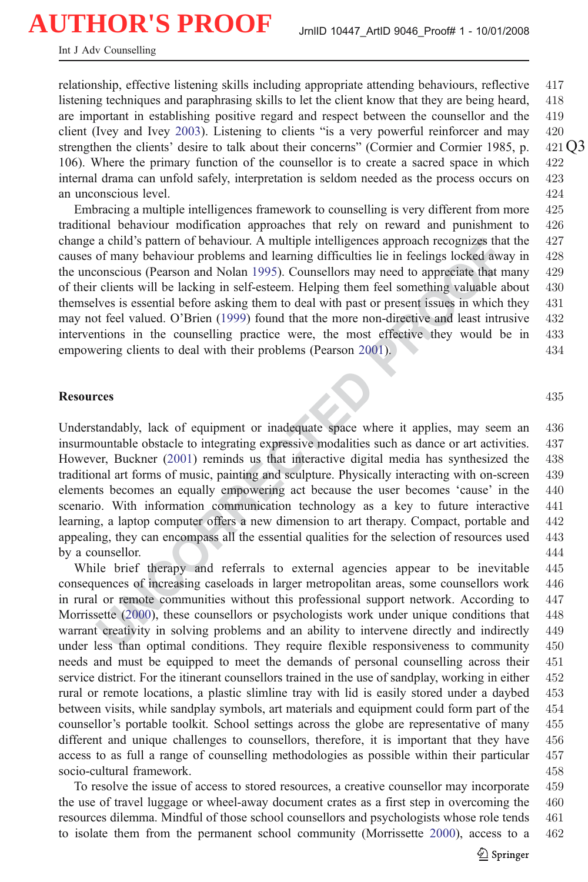relationship, effective listening skills including appropriate attending behaviours, reflective listening techniques and paraphrasing skills to let the client know that they are being heard, are important in establishing positive regard and respect between the counsellor and the client (Ivey and Ivey 2003). Listening to clients "is a very powerful reinforcer and may strengthen the clients' desire to talk about their concerns" (Cormier and Cormier 1985, p. 106). Where the primary function of the counsellor is to create a sacred space in which internal drama can unfold safely, interpretation is seldom needed as the process occurs on an unconscious level.

Embracing a multiple intelligences framework to counselling is very different from more traditional behaviour modification approaches that rely on reward and punishment to change a child's pattern of behaviour. A multiple intelligences approach recognizes that the causes of many behaviour problems and learning difficulties lie in feelings locked away in the unconscious (Pearson and Nolan 1995). Counsellors may need to appreciate that many of their clients will be lacking in self-esteem. Helping them feel something valuable about themselves is essential before asking them to deal with past or present issues in which they may not feel valued. O'Brien (1999) found that the more non-directive and least intrusive interventions in the counselling practice were, the most effective they would be in empowering clients to deal with their problems (Pearson 2001).

## Resources

Understandably, lack of equipment or inadequate space where it applies, may seem an insurmountable obstacle to integrating expressive modalities such as dance or art activities. However, Buckner (2001) reminds us that interactive digital media has synthesized the traditional art forms of music, painting and sculpture. Physically interacting with on-screen elements becomes an equally empowering act because the user becomes 'cause' in the scenario. With information communication technology as a key to future interactive learning, a laptop computer offers a new dimension to art therapy. Compact, portable and appealing, they can encompass all the essential qualities for the selection of resources used by a counsellor.

While brief therapy and referrals to external agencies appear to be inevitable consequences of increasing caseloads in larger metropolitan areas, some counsellors work in rural or remote communities without this professional support network. According to Morrissette (2000), these counsellors or psychologists work under unique conditions that warrant creativity in solving problems and an ability to intervene directly and indirectly under less than optimal conditions. They require flexible responsiveness to community needs and must be equipped to meet the demands of personal counselling across their service district. For the itinerant counsellors trained in the use of sandplay, working in either rural or remote locations, a plastic slimline tray with lid is easily stored under a daybed between visits, while sandplay symbols, art materials and equipment could form part of the counsellor's portable toolkit. School settings across the globe are representative of many different and unique challenges to counsellors, therefore, it is important that they have access to as full a range of counselling methodologies as possible within their particular socio-cultural framework.

To resolve the issue of access to stored resources, a creative counsellor may incorporate the use of travel luggage or wheel-away document crates as a first step in overcoming the resources dilemma. Mindful of those school counsellors and psychologists whose role tends to isolate them from the permanent school community (Morrissette 2000), access to a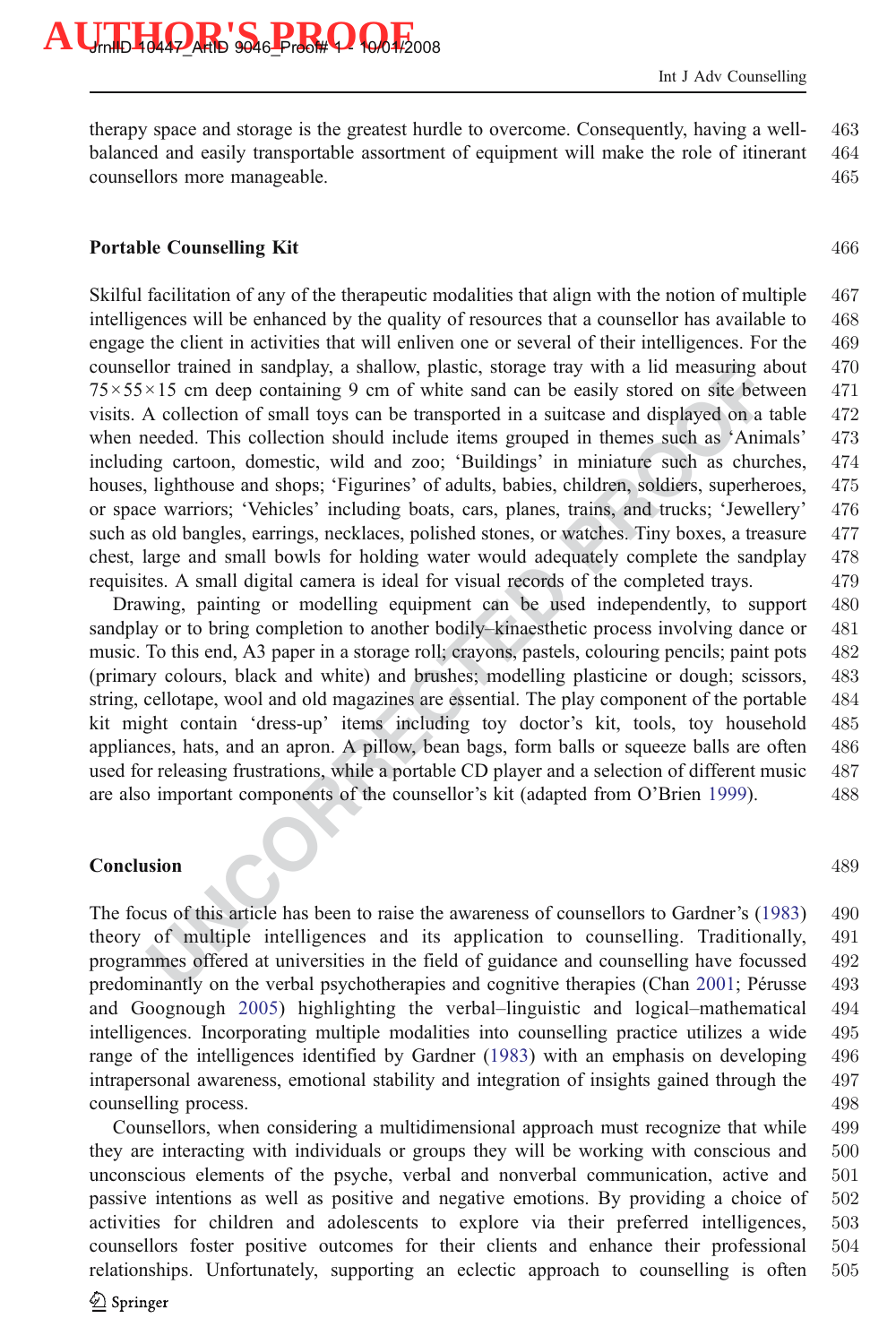therapy space and storage is the greatest hurdle to overcome. Consequently, having a well-balanced and easily transportable assortment of equipment will make the role of itinerant counsellors more manageable.

## Portable Counselling Kit

Skilful facilitation of any of the therapeutic modalities that align with the notion of multiple intelligences will be enhanced by the quality of resources that a counsellor has available to engage the client in activities that will enliven one or several of their intelligences. For the counsellor trained in sandplay, a shallow, plastic, storage tray with a lid measuring about 75×55×15 cm deep containing 9 cm of white sand can be easily stored on site between visits. A collection of small toys can be transported in a suitcase and displayed on a table when needed. This collection should include items grouped in themes such as 'Animals' including cartoon, domestic, wild and zoo; 'Buildings' in miniature such as churches, houses, lighthouse and shops; 'Figurines' of adults, babies, children, soldiers, superheroes, or space warriors; 'Vehicles' including boats, cars, planes, trains, and trucks; 'Jewellery' such as old bangles, earrings, necklaces, polished stones, or watches. Tiny boxes, a treasure chest, large and small bowls for holding water would adequately complete the sandplay requisites. A small digital camera is ideal for visual records of the completed trays.

Drawing, painting or modelling equipment can be used independently, to support sandplay or to bring completion to another bodily–kinaesthetic process involving dance or music. To this end, A3 paper in a storage roll; crayons, pastels, colouring pencils; paint pots (primary colours, black and white) and brushes; modelling plasticine or dough; scissors, string, cellotape, wool and old magazines are essential. The play component of the portable kit might contain 'dress-up' items including toy doctor's kit, tools, toy household appliances, hats, and an apron. A pillow, bean bags, form balls or squeeze balls are often used for releasing frustrations, while a portable CD player and a selection of different music are also important components of the counsellor's kit (adapted from O'Brien 1999).

## Conclusion

The focus of this article has been to raise the awareness of counsellors to Gardner's (1983) theory of multiple intelligences and its application to counselling. Traditionally, programmes offered at universities in the field of guidance and counselling have focussed predominantly on the verbal psychotherapies and cognitive therapies (Chan 2001; Pérusse and Goognough 2005) highlighting the verbal–linguistic and logical–mathematical intelligences. Incorporating multiple modalities into counselling practice utilizes a wide range of the intelligences identified by Gardner (1983) with an emphasis on developing intrapersonal awareness, emotional stability and integration of insights gained through the counselling process.

Counsellors, when considering a multidimensional approach must recognize that while they are interacting with individuals or groups they will be working with conscious and unconscious elements of the psyche, verbal and nonverbal communication, active and passive intentions as well as positive and negative emotions. By providing a choice of activities for children and adolescents to explore via their preferred intelligences, counsellors foster positive outcomes for their clients and enhance their professional relationships. Unfortunately, supporting an eclectic approach to counselling is often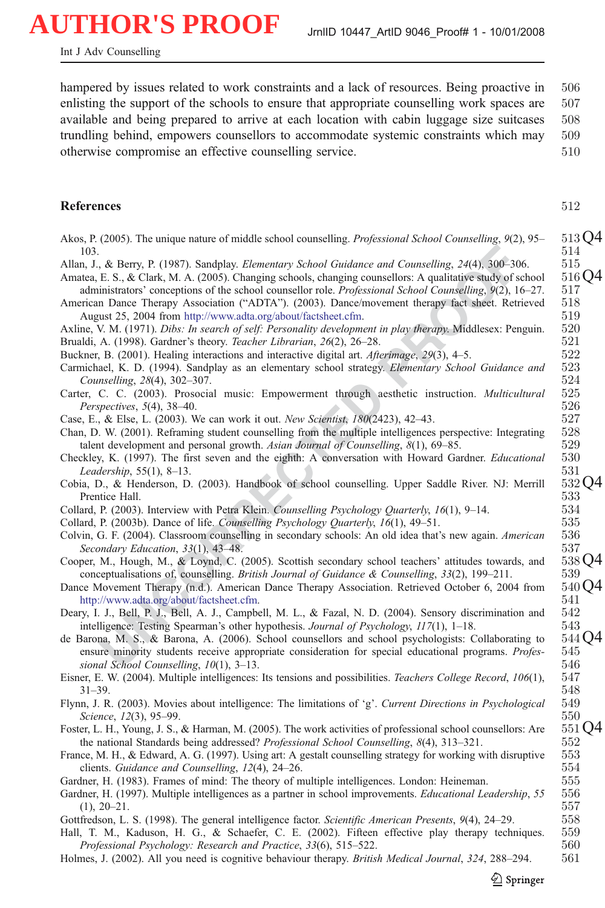hampered by issues related to work constraints and a lack of resources. Being proactive in enlisting the support of the schools to ensure that appropriate counselling work spaces are available and being prepared to arrive at each location with cabin luggage size suitcases trundling behind, empowers counsellors to accommodate systemic constraints which may otherwise compromise an effective counselling service.

## References

Akos, P. (2005). The unique nature of middle school counselling. *Professional School Counselling*, *9*(2), 95–103.

Allan, J., & Berry, P. (1987). Sandplay. *Elementary School Guidance and Counselling*, *24*(4), 300–306.

Amatea, E. S., & Clark, M. A. (2005). Changing schools, changing counsellors: A qualitative study of school administrators' conceptions of the school counsellor role. *Professional School Counselling*, *9*(2), 16–27.

American Dance Therapy Association ("ADTA"). (2003). Dance/movement therapy fact sheet. Retrieved August 25, 2004 from http://www.adta.org/about/factsheet.cfm.

Axline, V. M. (1971). *Dibs: In search of self: Personality development in play therapy*. Middlesex: Penguin.

Brualdi, A. (1998). Gardner's theory. *Teacher Librarian*, *26*(2), 26–28.

Buckner, B. (2001). Healing interactions and interactive digital art. *Afterimage*, *29*(3), 4–5.

Carmichael, K. D. (1994). Sandplay as an elementary school strategy. *Elementary School Guidance and Counselling*, *28*(4), 302–307.

Carter, C. C. (2003). Prosocial music: Empowerment through aesthetic instruction. *Multicultural Perspectives*, *5*(4), 38–40.

Case, E., & Else, L. (2003). We can work it out. *New Scientist*, *180*(2423), 42–43.

Chan, D. W. (2001). Reframing student counselling from the multiple intelligences perspective: Integrating talent development and personal growth. *Asian Journal of Counselling*, *8*(1), 69–85.

Checkley, K. (1997). The first seven and the eighth: A conversation with Howard Gardner. *Educational Leadership*, 55(1), 8–13.

Cobia, D., & Henderson, D. (2003). Handbook of school counselling. Upper Saddle River. NJ: Merrill Prentice Hall.

Collard, P. (2003). Interview with Petra Klein. *Counselling Psychology Quarterly*, *16*(1), 9–14.

Collard, P. (2003b). Dance of life. *Counselling Psychology Quarterly*, *16*(1), 49–51.

Colvin, G. F. (2004). Classroom counselling in secondary schools: An old idea that's new again. *American Secondary Education*, *33*(1), 43–48.

Cooper, M., Hough, M., & Loynd, C. (2005). Scottish secondary school teachers' attitudes towards, and conceptualisations of, counselling. *British Journal of Guidance & Counselling*, *33*(2), 199–211.

Dance Movement Therapy (n.d.). American Dance Therapy Association. Retrieved October 6, 2004 from http://www.adta.org/about/factsheet.cfm.

Deary, I. J., Bell, P. J., Bell, A. J., Campbell, M. L., & Fazal, N. D. (2004). Sensory discrimination and intelligence: Testing Spearman's other hypothesis. *Journal of Psychology*, *117*(1), 1–18.

de Barona, M. S., & Barona, A. (2006). School counsellors and school psychologists: Collaborating to ensure minority students receive appropriate consideration for special educational programs. *Professional School Counselling*, *10*(1), 3–13.

Eisner, E. W. (2004). Multiple intelligences: Its tensions and possibilities. *Teachers College Record*, *106*(1), 31–39.

Flynn, J. R. (2003). Movies about intelligence: The limitations of 'g'. *Current Directions in Psychological Science*, *12*(3), 95–99.

Foster, L. H., Young, J. S., & Harman, M. (2005). The work activities of professional school counsellors: Are the national Standards being addressed? *Professional School Counselling*, *8*(4), 313–321.

France, M. H., & Edward, A. G. (1997). Using art: A gestalt counselling strategy for working with disruptive clients. *Guidance and Counselling*, *12*(4), 24–26.

Gardner, H. (1983). Frames of mind: The theory of multiple intelligences. London: Heineman.

Gardner, H. (1997). Multiple intelligences as a partner in school improvements. *Educational Leadership*, *55* (1), 20–21.

Gottfredson, L. S. (1998). The general intelligence factor. *Scientific American Presents*, *9*(4), 24–29.

Hall, T. M., Kaduson, H. G., & Schaefer, C. E. (2002). Fifteen effective play therapy techniques. *Professional Psychology: Research and Practice*, *33*(6), 515–522.

Holmes, J. (2002). All you need is cognitive behaviour therapy. *British Medical Journal*, *324*, 288–294.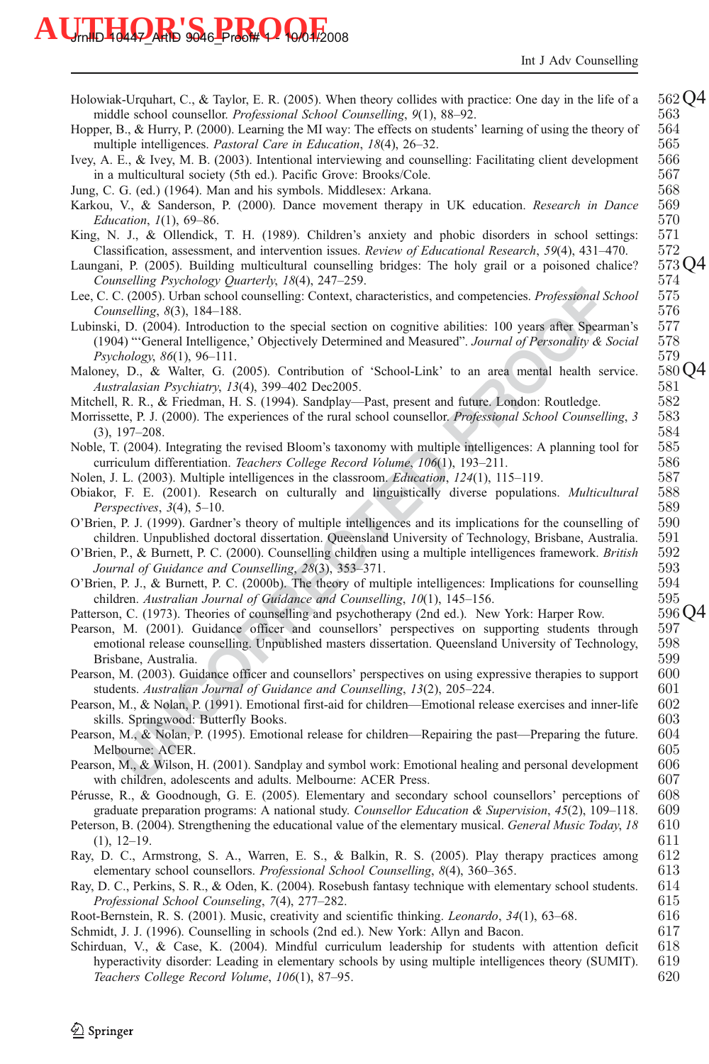Holowiak-Urquhart, C., & Taylor, E. R. (2005). When theory collides with practice: One day in the life of a middle school counsellor. *Professional School Counselling*, *9*(1), 88–92.

Hopper, B., & Hurry, P. (2000). Learning the MI way: The effects on students' learning of using the theory of multiple intelligences. *Pastoral Care in Education*, *18*(4), 26–32.

Ivey, A. E., & Ivey, M. B. (2003). Intentional interviewing and counselling: Facilitating client development in a multicultural society (5th ed.). Pacific Grove: Brooks/Cole.

Jung, C. G. (ed.) (1964). Man and his symbols. Middlesex: Arkana.

Karkou, V., & Sanderson, P. (2000). Dance movement therapy in UK education. *Research in Dance Education*, *1*(1), 69–86.

King, N. J., & Ollendick, T. H. (1989). Children's anxiety and phobic disorders in school settings: Classification, assessment, and intervention issues. *Review of Educational Research*, *59*(4), 431–470.

Laungani, P. (2005). Building multicultural counselling bridges: The holy grail or a poisoned chalice? *Counselling Psychology Quarterly*, *18*(4), 247–259.

Lee, C. C. (2005). Urban school counselling: Context, characteristics, and competencies. *Professional School Counselling*, *8*(3), 184–188.

Lubinski, D. (2004). Introduction to the special section on cognitive abilities: 100 years after Spearman's (1904) "'General Intelligence,' Objectively Determined and Measured". *Journal of Personality & Social Psychology*, *86*(1), 96–111.

Maloney, D., & Walter, G. (2005). Contribution of 'School-Link' to an area mental health service. *Australasian Psychiatry*, *13*(4), 399–402 Dec2005.

Mitchell, R. R., & Friedman, H. S. (1994). Sandplay—Past, present and future. London: Routledge.

Morrissette, P. J. (2000). The experiences of the rural school counsellor. *Professional School Counselling*, *3* (3), 197–208.

Noble, T. (2004). Integrating the revised Bloom's taxonomy with multiple intelligences: A planning tool for curriculum differentiation. *Teachers College Record Volume*, *106*(1), 193–211.

Nolen, J. L. (2003). Multiple intelligences in the classroom. *Education*, *124*(1), 115–119.

Obiakor, F. E. (2001). Research on culturally and linguistically diverse populations. *Multicultural Perspectives*, *3*(4), 5–10.

O'Brien, P. J. (1999). Gardner's theory of multiple intelligences and its implications for the counselling of children. Unpublished doctoral dissertation. Queensland University of Technology, Brisbane, Australia.

O'Brien, P., & Burnett, P. C. (2000). Counselling children using a multiple intelligences framework. *British Journal of Guidance and Counselling*, *28*(3), 353–371.

O'Brien, P. J., & Burnett, P. C. (2000b). The theory of multiple intelligences: Implications for counselling children. *Australian Journal of Guidance and Counselling*, *10*(1), 145–156.

Patterson, C. (1973). Theories of counselling and psychotherapy (2nd ed.). New York: Harper Row.

Pearson, M. (2001). Guidance officer and counsellors' perspectives on supporting students through emotional release counselling. Unpublished masters dissertation. Queensland University of Technology, Brisbane, Australia.

Pearson, M. (2003). Guidance officer and counsellors' perspectives on using expressive therapies to support students. *Australian Journal of Guidance and Counselling*, *13*(2), 205–224.

Pearson, M., & Nolan, P. (1991). Emotional first-aid for children—Emotional release exercises and inner-life skills. Springwood: Butterfly Books.

Pearson, M., & Nolan, P. (1995). Emotional release for children—Repairing the past—Preparing the future. Melbourne: ACER.

Pearson, M., & Wilson, H. (2001). Sandplay and symbol work: Emotional healing and personal development with children, adolescents and adults. Melbourne: ACER Press.

Pérusse, R., & Goodnough, G. E. (2005). Elementary and secondary school counsellors' perceptions of graduate preparation programs: A national study. *Counsellor Education & Supervision*, *45*(2), 109–118.

Peterson, B. (2004). Strengthening the educational value of the elementary musical. *General Music Today*, *18* (1), 12–19.

Ray, D. C., Armstrong, S. A., Warren, E. S., & Balkin, R. S. (2005). Play therapy practices among elementary school counsellors. *Professional School Counselling*, *8*(4), 360–365.

Ray, D. C., Perkins, S. R., & Oden, K. (2004). Rosebush fantasy technique with elementary school students. *Professional School Counseling*, *7*(4), 277–282.

Root-Bernstein, R. S. (2001). Music, creativity and scientific thinking. *Leonardo*, *34*(1), 63–68.

Schmidt, J. J. (1996). Counselling in schools (2nd ed.). New York: Allyn and Bacon.

Schirduan, V., & Case, K. (2004). Mindful curriculum leadership for students with attention deficit hyperactivity disorder: Leading in elementary schools by using multiple intelligences theory (SUMIT). *Teachers College Record Volume*, *106*(1), 87–95.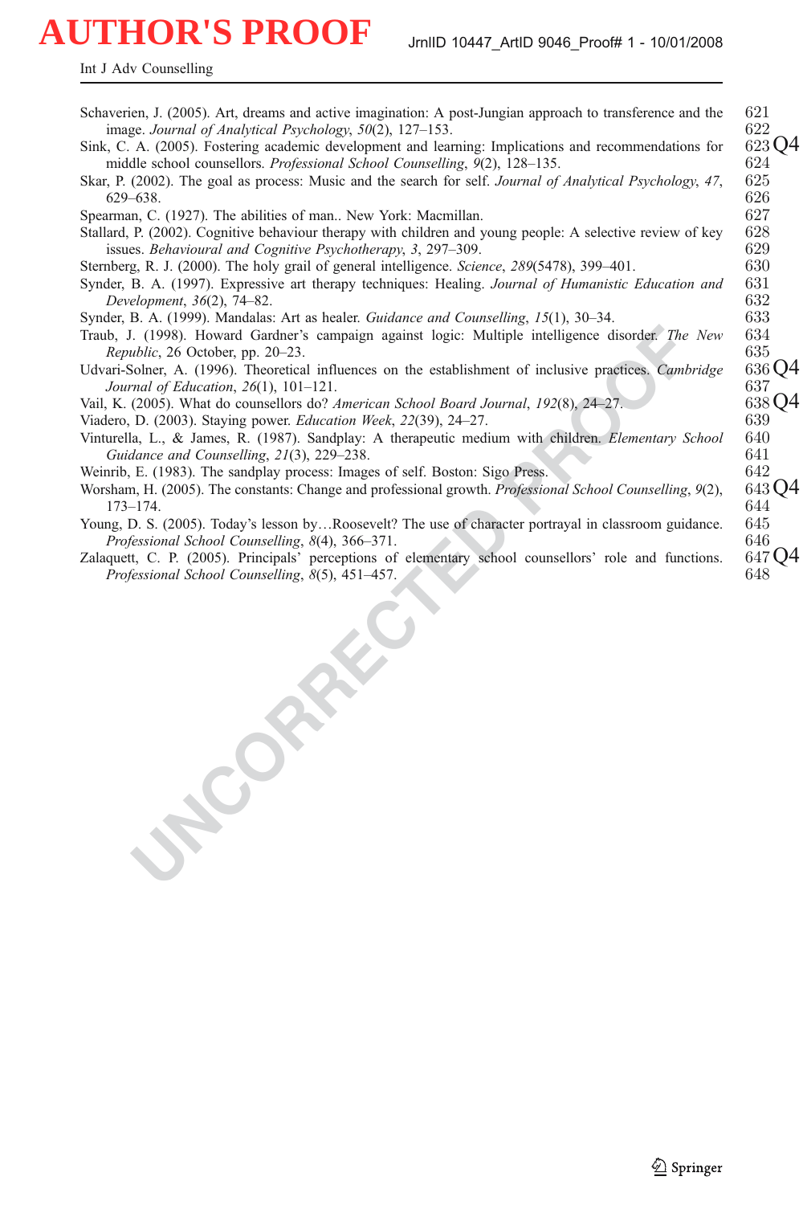Schaverien, J. (2005). Art, dreams and active imagination: A post-Jungian approach to transference and the image. *Journal of Analytical Psychology*, *50*(2), 127–153.

Sink, C. A. (2005). Fostering academic development and learning: Implications and recommendations for middle school counsellors. *Professional School Counselling*, *9*(2), 128–135.

Skar, P. (2002). The goal as process: Music and the search for self. *Journal of Analytical Psychology*, *47*, 629–638.

Spearman, C. (1927). The abilities of man.. New York: Macmillan.

Stallard, P. (2002). Cognitive behaviour therapy with children and young people: A selective review of key issues. *Behavioural and Cognitive Psychotherapy*, *3*, 297–309.

Sternberg, R. J. (2000). The holy grail of general intelligence. *Science*, *289*(5478), 399–401.

Synder, B. A. (1997). Expressive art therapy techniques: Healing. *Journal of Humanistic Education and Development*, *36*(2), 74–82.

Synder, B. A. (1999). Mandalas: Art as healer. *Guidance and Counselling*, *15*(1), 30–34.

Traub, J. (1998). Howard Gardner's campaign against logic: Multiple intelligence disorder. *The New Republic*, 26 October, pp. 20–23.

Udvari-Solner, A. (1996). Theoretical influences on the establishment of inclusive practices. *Cambridge Journal of Education*, *26*(1), 101–121.

Vail, K. (2005). What do counsellors do? *American School Board Journal*, *192*(8), 24–27.

Viadero, D. (2003). Staying power. *Education Week*, *22*(39), 24–27.

Vinturella, L., & James, R. (1987). Sandplay: A therapeutic medium with children. *Elementary School Guidance and Counselling*, *21*(3), 229–238.

Weinrib, E. (1983). The sandplay process: Images of self. Boston: Sigo Press.

Worsham, H. (2005). The constants: Change and professional growth. *Professional School Counselling*, *9*(2), 173–174.

Young, D. S. (2005). Today's lesson by…Roosevelt? The use of character portrayal in classroom guidance. *Professional School Counselling*, *8*(4), 366–371.

Zalaquett, C. P. (2005). Principals' perceptions of elementary school counsellors' role and functions. *Professional School Counselling*, *8*(5), 451–457.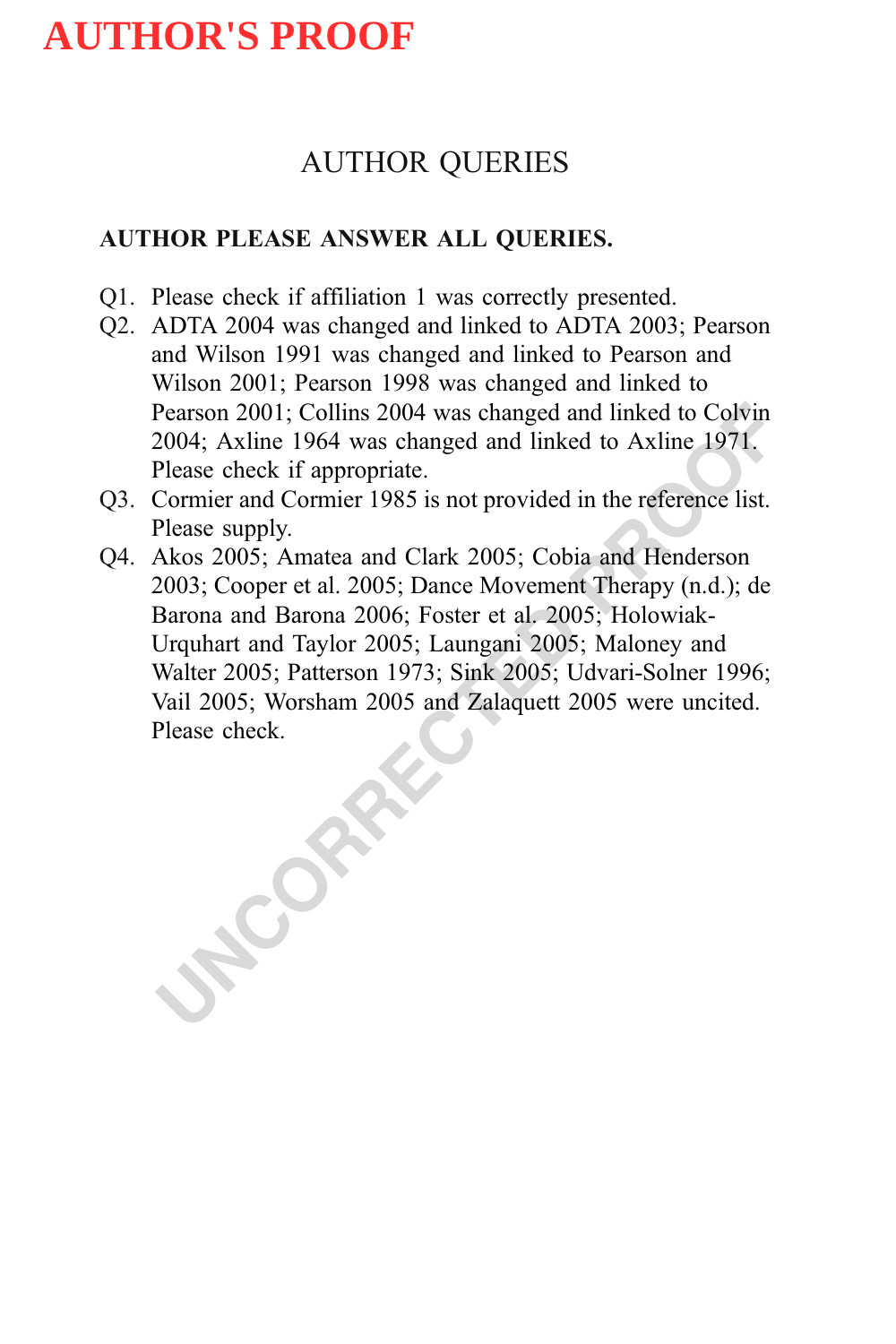# AUTHOR'S PROOF

## AUTHOR QUERIES

**AUTHOR PLEASE ANSWER ALL QUERIES.**

Q1. Please check if affiliation 1 was correctly presented.

Q2. ADTA 2004 was changed and linked to ADTA 2003; Pearson and Wilson 1991 was changed and linked to Pearson and Wilson 2001; Pearson 1998 was changed and linked to Pearson 2001; Collins 2004 was changed and linked to Colvin 2004; Axline 1964 was changed and linked to Axline 1971. Please check if appropriate.

Q3. Cormier and Cormier 1985 is not provided in the reference list. Please supply.

Q4. Akos 2005; Amatea and Clark 2005; Cobia and Henderson 2003; Cooper et al. 2005; Dance Movement Therapy (n.d.); de Barona and Barona 2006; Foster et al. 2005; Holowiak-Urquhart and Taylor 2005; Laungani 2005; Maloney and Walter 2005; Patterson 1973; Sink 2005; Udvari-Solner 1996; Vail 2005; Worsham 2005 and Zalaquett 2005 were uncited. Please check.